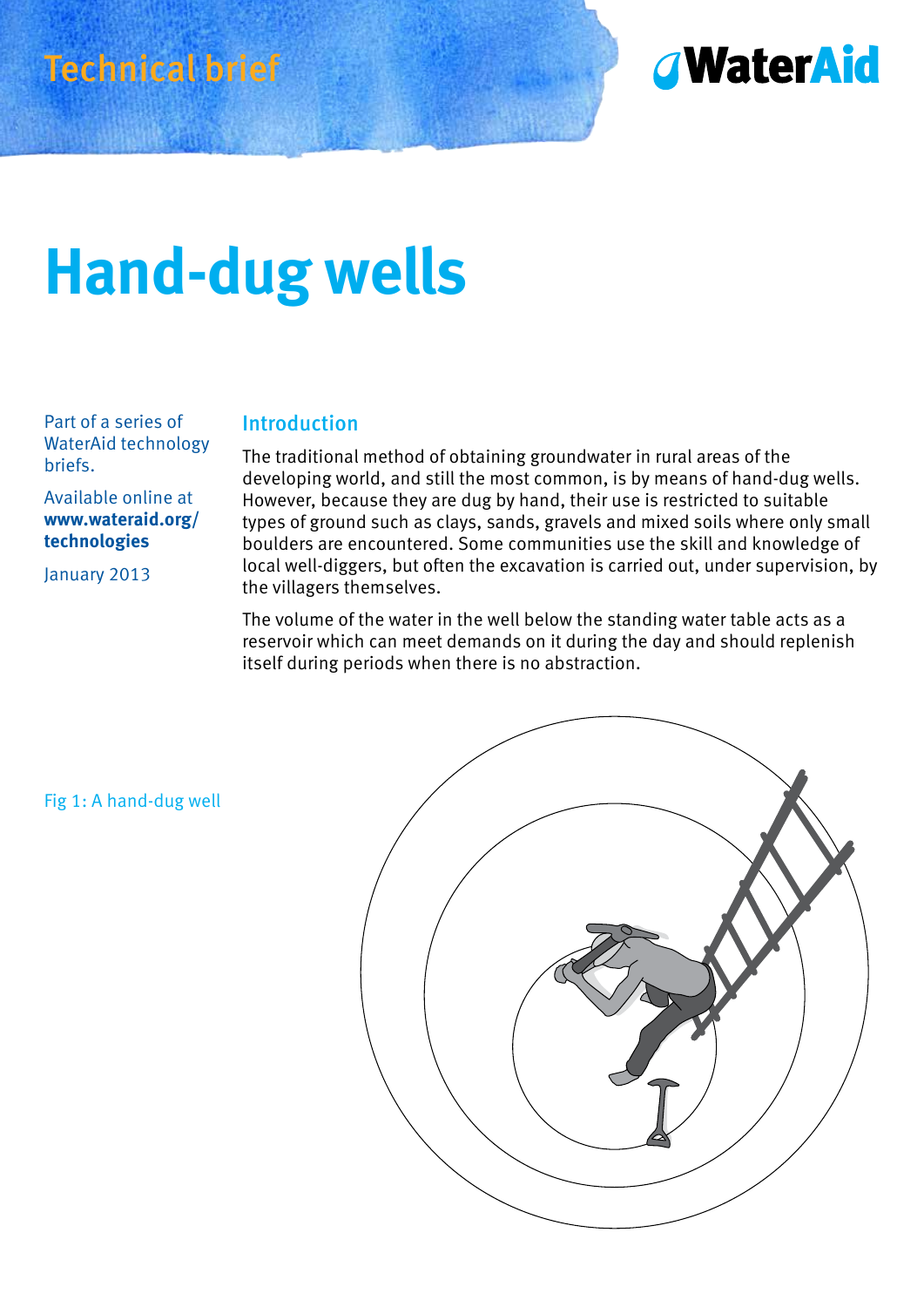Technical brief

WaterAid

# Hand-dug wells

Part of a series of WaterAid technology briefs.

Available online at **www.wateraid.org/technologies**

January 2013

## Introduction

The traditional method of obtaining groundwater in rural areas of the developing world, and still the most common, is by means of hand-dug wells. However, because they are dug by hand, their use is restricted to suitable types of ground such as clays, sands, gravels and mixed soils where only small boulders are encountered. Some communities use the skill and knowledge of local well-diggers, but often the excavation is carried out, under supervision, by the villagers themselves.

The volume of the water in the well below the standing water table acts as a reservoir which can meet demands on it during the day and should replenish itself during periods when there is no abstraction.

Fig 1: A hand-dug well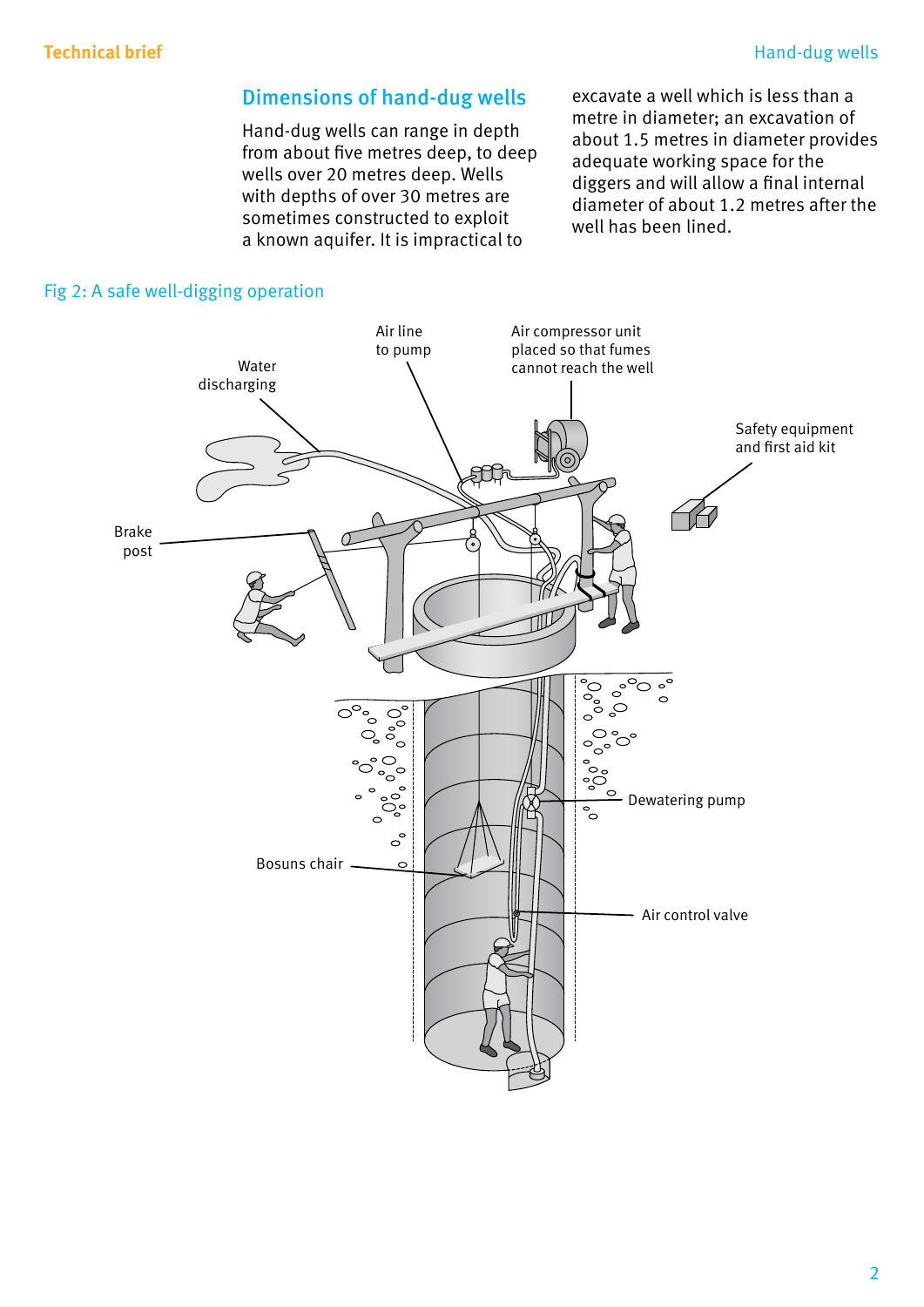## Dimensions of hand-dug wells

Hand-dug wells can range in depth from about five metres deep, to deep wells over 20 metres deep. Wells with depths of over 30 metres are sometimes constructed to exploit a known aquifer. It is impractical to excavate a well which is less than a metre in diameter; an excavation of about 1.5 metres in diameter provides adequate working space for the diggers and will allow a final internal diameter of about 1.2 metres after the well has been lined.

Fig 2: A safe well-digging operation

Water discharging

Air line to pump

Air compressor unit placed so that fumes cannot reach the well

Safety equipment and first aid kit

Brake post

Dewatering pump

Bosuns chair

Air control valve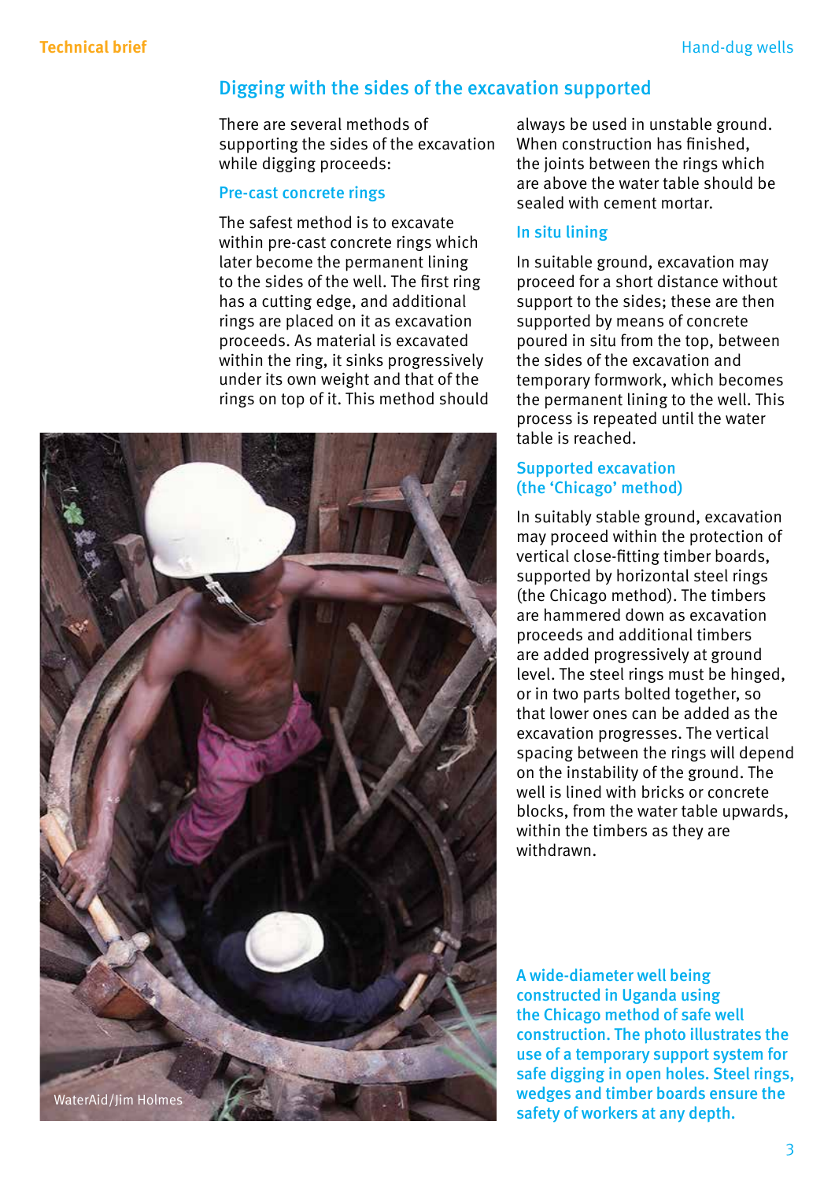## Digging with the sides of the excavation supported

There are several methods of supporting the sides of the excavation while digging proceeds:

### Pre-cast concrete rings

The safest method is to excavate within pre-cast concrete rings which later become the permanent lining to the sides of the well. The first ring has a cutting edge, and additional rings are placed on it as excavation proceeds. As material is excavated within the ring, it sinks progressively under its own weight and that of the rings on top of it. This method should always be used in unstable ground. When construction has finished, the joints between the rings which are above the water table should be sealed with cement mortar.

### In situ lining

In suitable ground, excavation may proceed for a short distance without support to the sides; these are then supported by means of concrete poured in situ from the top, between the sides of the excavation and temporary formwork, which becomes the permanent lining to the well. This process is repeated until the water table is reached.

### Supported excavation (the 'Chicago' method)

In suitably stable ground, excavation may proceed within the protection of vertical close-fitting timber boards, supported by horizontal steel rings (the Chicago method). The timbers are hammered down as excavation proceeds and additional timbers are added progressively at ground level. The steel rings must be hinged, or in two parts bolted together, so that lower ones can be added as the excavation progresses. The vertical spacing between the rings will depend on the instability of the ground. The well is lined with bricks or concrete blocks, from the water table upwards, within the timbers as they are withdrawn.

WaterAid/Jim Holmes

**A wide-diameter well being constructed in Uganda using the Chicago method of safe well construction. The photo illustrates the use of a temporary support system for safe digging in open holes. Steel rings, wedges and timber boards ensure the safety of workers at any depth.**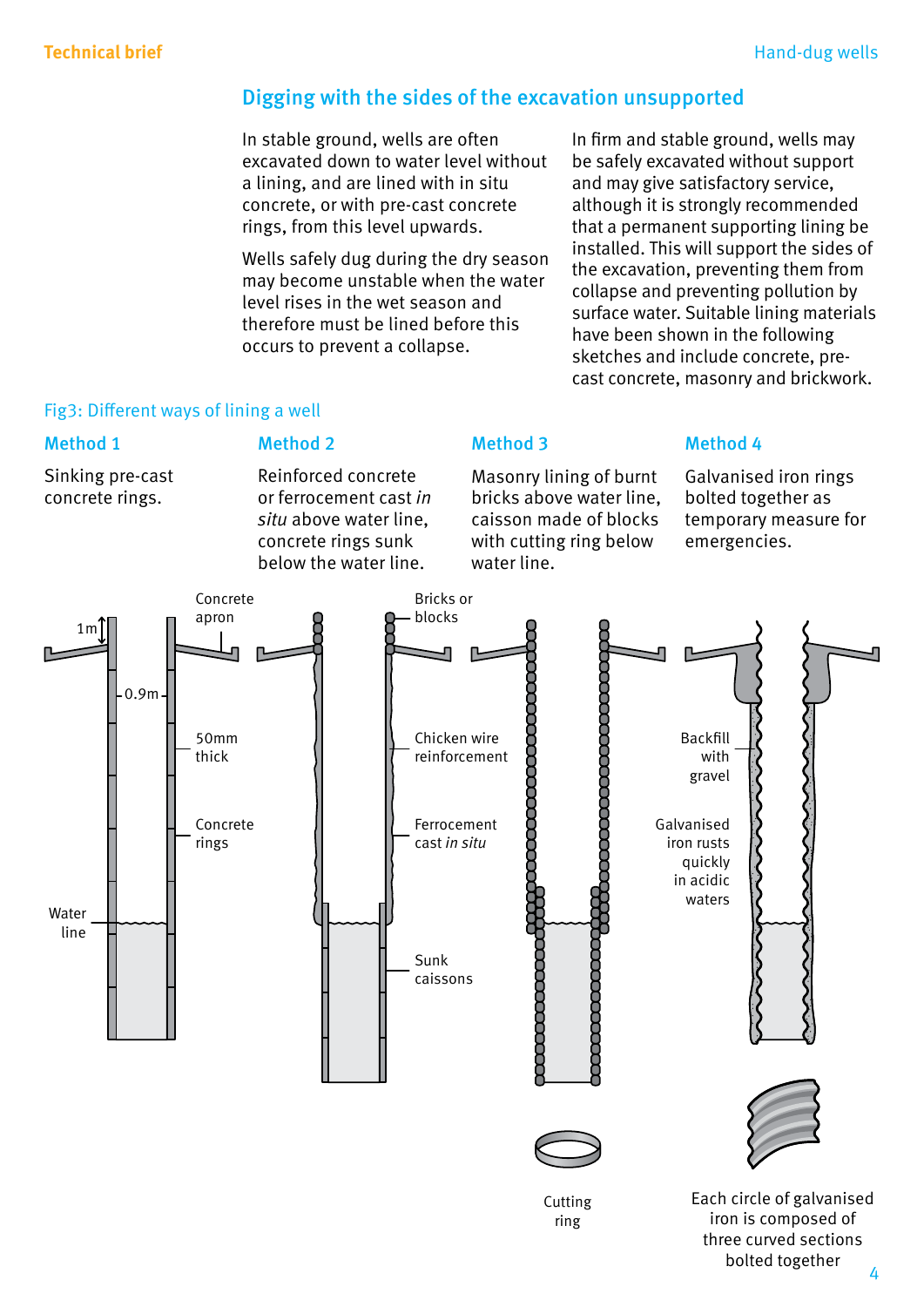## Digging with the sides of the excavation unsupported

In stable ground, wells are often excavated down to water level without a lining, and are lined with in situ concrete, or with pre-cast concrete rings, from this level upwards.

Wells safely dug during the dry season may become unstable when the water level rises in the wet season and therefore must be lined before this occurs to prevent a collapse.

In firm and stable ground, wells may be safely excavated without support and may give satisfactory service, although it is strongly recommended that a permanent supporting lining be installed. This will support the sides of the excavation, preventing them from collapse and preventing pollution by surface water. Suitable lining materials have been shown in the following sketches and include concrete, pre-cast concrete, masonry and brickwork.

Fig3: Different ways of lining a well

**Method 1**

Sinking pre-cast concrete rings.

**Method 2**

Reinforced concrete or ferrocement cast *in situ* above water line, concrete rings sunk below the water line.

**Method 3**

Masonry lining of burnt bricks above water line, caisson made of blocks with cutting ring below water line.

**Method 4**

Galvanised iron rings bolted together as temporary measure for emergencies.

1m

0.9m

Concrete apron

50mm thick

Concrete rings

Water line

Bricks or blocks

Chicken wire reinforcement

Ferrocement cast *in situ*

Sunk caissons

Backfill with gravel

Galvanised iron rusts quickly in acidic waters

Cutting ring

Each circle of galvanised iron is composed of three curved sections bolted together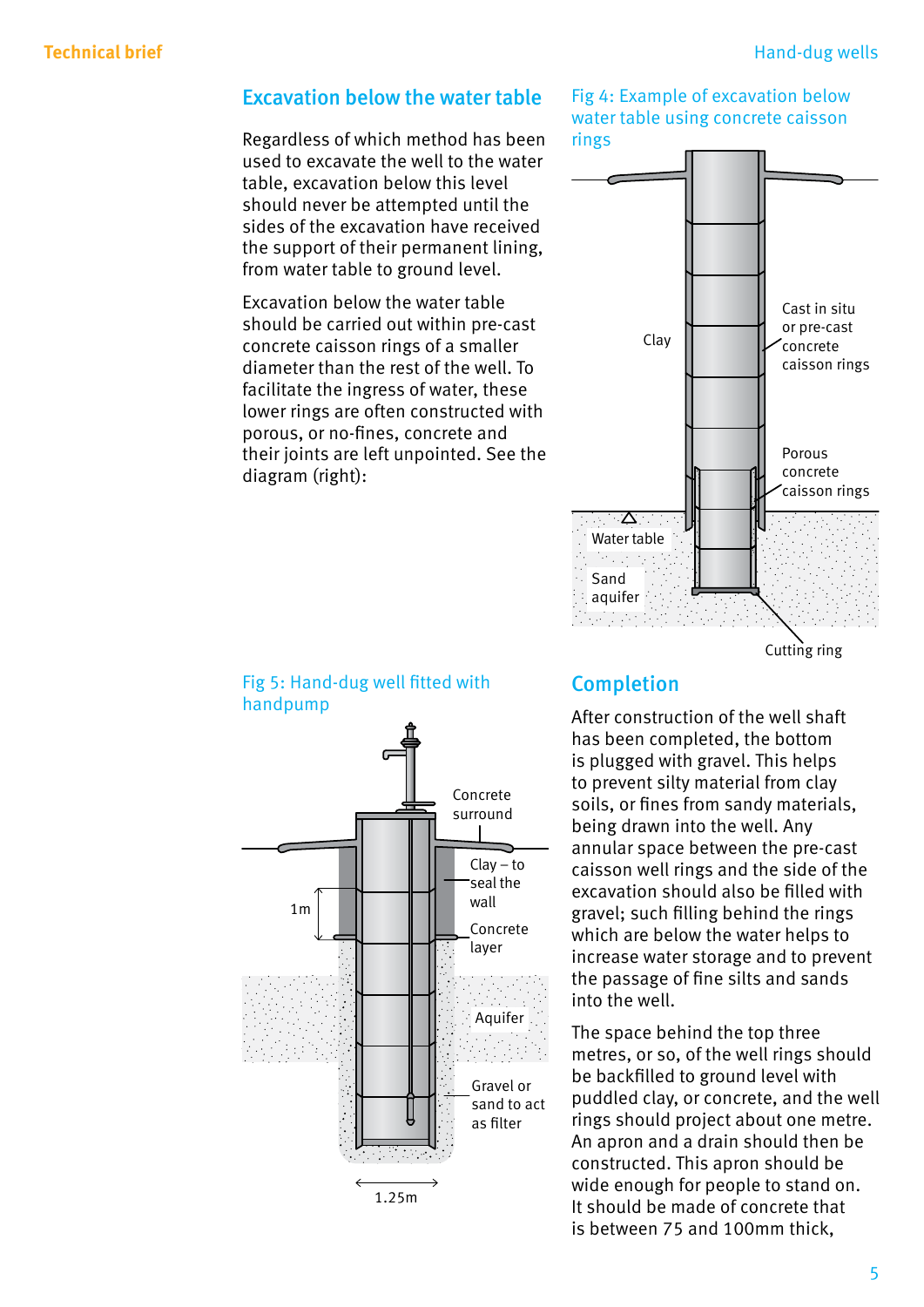## Excavation below the water table

Regardless of which method has been used to excavate the well to the water table, excavation below this level should never be attempted until the sides of the excavation have received the support of their permanent lining, from water table to ground level.

Excavation below the water table should be carried out within pre-cast concrete caisson rings of a smaller diameter than the rest of the well. To facilitate the ingress of water, these lower rings are often constructed with porous, or no-fines, concrete and their joints are left unpointed. See the diagram (right):

Fig 4: Example of excavation below water table using concrete caisson rings

Clay

Cast in situ or pre-cast concrete caisson rings

Porous concrete caisson rings

Water table

Sand aquifer

Cutting ring

Fig 5: Hand-dug well fitted with handpump

Concrete surround

Clay – to seal the wall

1m

Concrete layer

Aquifer

Gravel or sand to act as filter

1.25m

## Completion

After construction of the well shaft has been completed, the bottom is plugged with gravel. This helps to prevent silty material from clay soils, or fines from sandy materials, being drawn into the well. Any annular space between the pre-cast caisson well rings and the side of the excavation should also be filled with gravel; such filling behind the rings which are below the water helps to increase water storage and to prevent the passage of fine silts and sands into the well.

The space behind the top three metres, or so, of the well rings should be backfilled to ground level with puddled clay, or concrete, and the well rings should project about one metre. An apron and a drain should then be constructed. This apron should be wide enough for people to stand on. It should be made of concrete that is between 75 and 100mm thick,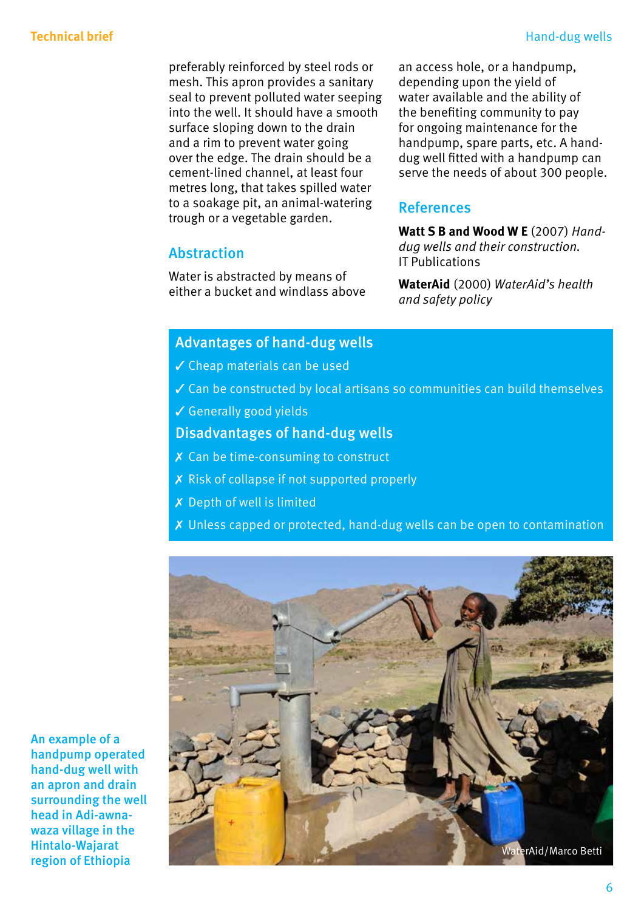preferably reinforced by steel rods or mesh. This apron provides a sanitary seal to prevent polluted water seeping into the well. It should have a smooth surface sloping down to the drain and a rim to prevent water going over the edge. The drain should be a cement-lined channel, at least four metres long, that takes spilled water to a soakage pit, an animal-watering trough or a vegetable garden.

## Abstraction

Water is abstracted by means of either a bucket and windlass above an access hole, or a handpump, depending upon the yield of water available and the ability of the benefiting community to pay for ongoing maintenance for the handpump, spare parts, etc. A hand-dug well fitted with a handpump can serve the needs of about 300 people.

## References

**Watt S B and Wood W E** (2007) *Hand-dug wells and their construction.* IT Publications

**WaterAid** (2000) *WaterAid's health and safety policy*

## Advantages of hand-dug wells

- ✓ Cheap materials can be used
- ✓ Can be constructed by local artisans so communities can build themselves
- ✓ Generally good yields

## Disadvantages of hand-dug wells

- ✗ Can be time-consuming to construct
- ✗ Risk of collapse if not supported properly
- ✗ Depth of well is limited
- ✗ Unless capped or protected, hand-dug wells can be open to contamination

An example of a handpump operated hand-dug well with an apron and drain surrounding the well head in Adi-awna-waza village in the Hintalo-Wajarat region of Ethiopia

WaterAid/Marco Betti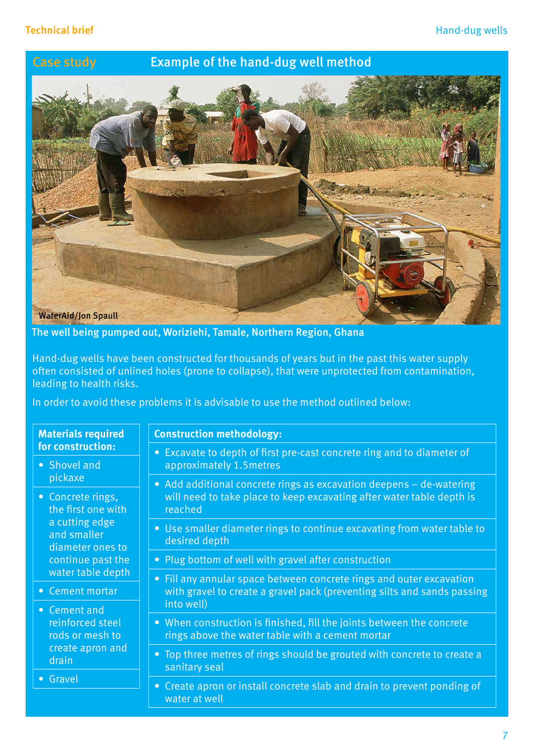## Case study — Example of the hand-dug well method

WaterAid/Jon Spaull

The well being pumped out, Woriziehi, Tamale, Northern Region, Ghana

Hand-dug wells have been constructed for thousands of years but in the past this water supply often consisted of unlined holes (prone to collapse), that were unprotected from contamination, leading to health risks.

In order to avoid these problems it is advisable to use the method outlined below:

**Materials required for construction:**

- Shovel and pickaxe
- Concrete rings, the first one with a cutting edge and smaller diameter ones to continue past the water table depth
- Cement mortar
- Cement and reinforced steel rods or mesh to create apron and drain
- Gravel

**Construction methodology:**

- Excavate to depth of first pre-cast concrete ring and to diameter of approximately 1.5metres
- Add additional concrete rings as excavation deepens – de-watering will need to take place to keep excavating after water table depth is reached
- Use smaller diameter rings to continue excavating from water table to desired depth
- Plug bottom of well with gravel after construction
- Fill any annular space between concrete rings and outer excavation with gravel to create a gravel pack (preventing silts and sands passing into well)
- When construction is finished, fill the joints between the concrete rings above the water table with a cement mortar
- Top three metres of rings should be grouted with concrete to create a sanitary seal
- Create apron or install concrete slab and drain to prevent ponding of water at well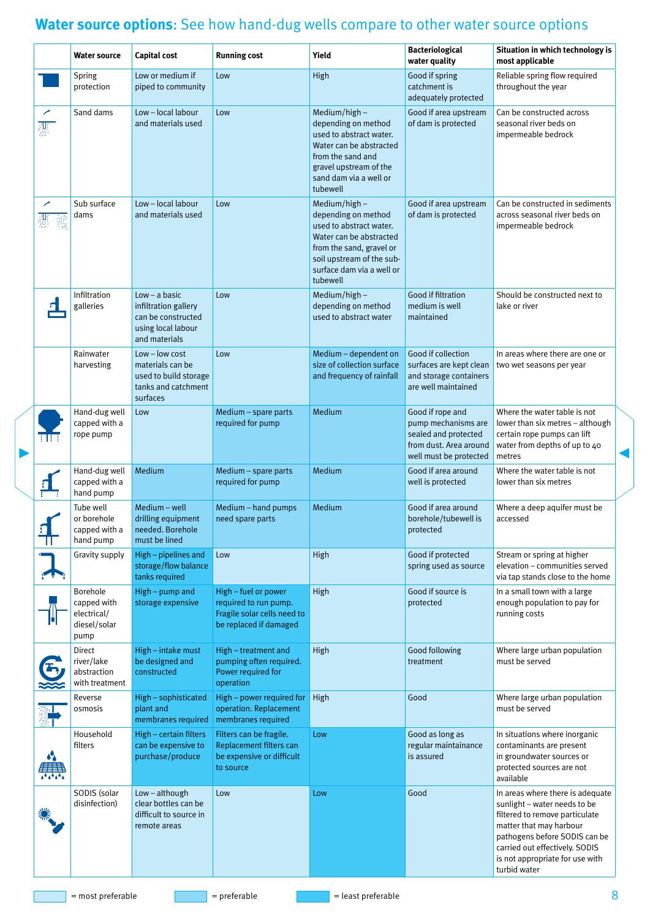## **Water source options:** See how hand-dug wells compare to other water source options

| Water source | Capital cost | Running cost | Yield | Bacteriological water quality | Situation in which technology is most applicable |
|---|---|---|---|---|---|
| Spring protection | Low or medium if piped to community | Low | High | Good if spring catchment is adequately protected | Reliable spring flow required throughout the year |
| Sand dams | Low – local labour and materials used | Low | Medium/high – depending on method used to abstract water. Water can be abstracted from the sand and gravel upstream of the sand dam via a well or tubewell | Good if area upstream of dam is protected | Can be constructed across seasonal river beds on impermeable bedrock |
| Sub surface dams | Low – local labour and materials used | Low | Medium/high – depending on method used to abstract water. Water can be abstracted from the sand, gravel or soil upstream of the sub-surface dam via a well or tubewell | Good if area upstream of dam is protected | Can be constructed in sediments across seasonal river beds on impermeable bedrock |
| Infiltration galleries | Low – a basic infiltration gallery can be constructed using local labour and materials | Low | Medium/high – depending on method used to abstract water | Good if filtration medium is well maintained | Should be constructed next to lake or river |
| Rainwater harvesting | Low – low cost materials can be used to build storage tanks and catchment surfaces | Low | Medium – dependent on size of collection surface and frequency of rainfall | Good if collection surfaces are kept clean and storage containers are well maintained | In areas where there are one or two wet seasons per year |
| Hand-dug well capped with a rope pump | Low | Medium – spare parts required for pump | Medium | Good if rope and pump mechanisms are sealed and protected from dust. Area around well must be protected | Where the water table is not lower than six metres – although certain rope pumps can lift water from depths of up to 40 metres |
| Hand-dug well capped with a hand pump | Medium | Medium – spare parts required for pump | Medium | Good if area around well is protected | Where the water table is not lower than six metres |
| Tube well or borehole capped with a hand pump | Medium – well drilling equipment needed. Borehole must be lined | Medium – hand pumps need spare parts | Medium | Good if area around borehole/tubewell is protected | Where a deep aquifer must be accessed |
| Gravity supply | High – pipelines and storage/flow balance tanks required | Low | High | Good if protected spring used as source | Stream or spring at higher elevation – communities served via tap stands close to the home |
| Borehole capped with electrical/diesel/solar pump | High – pump and storage expensive | High – fuel or power required to run pump. Fragile solar cells need to be replaced if damaged | High | Good if source is protected | In a small town with a large enough population to pay for running costs |
| Direct river/lake abstraction with treatment | High – intake must be designed and constructed | High – treatment and pumping often required. Power required for operation | High | Good following treatment | Where large urban population must be served |
| Reverse osmosis | High – sophisticated plant and membranes required | High – power required for operation. Replacement membranes required | High | Good | Where large urban population must be served |
| Household filters | High – certain filters can be expensive to purchase/produce | Filters can be fragile. Replacement filters can be expensive or difficult to source | Low | Good as long as regular maintainance is assured | In situations where inorganic contaminants are present in groundwater sources or protected sources are not available |
| SODIS (solar disinfection) | Low – although clear bottles can be difficult to source in remote areas | Low | Low | Good | In areas where there is adequate sunlight – water needs to be filtered to remove particulate matter that may harbour pathogens before SODIS can be carried out effectively. SODIS is not appropriate for use with turbid water |

= most preferable   = preferable   = least preferable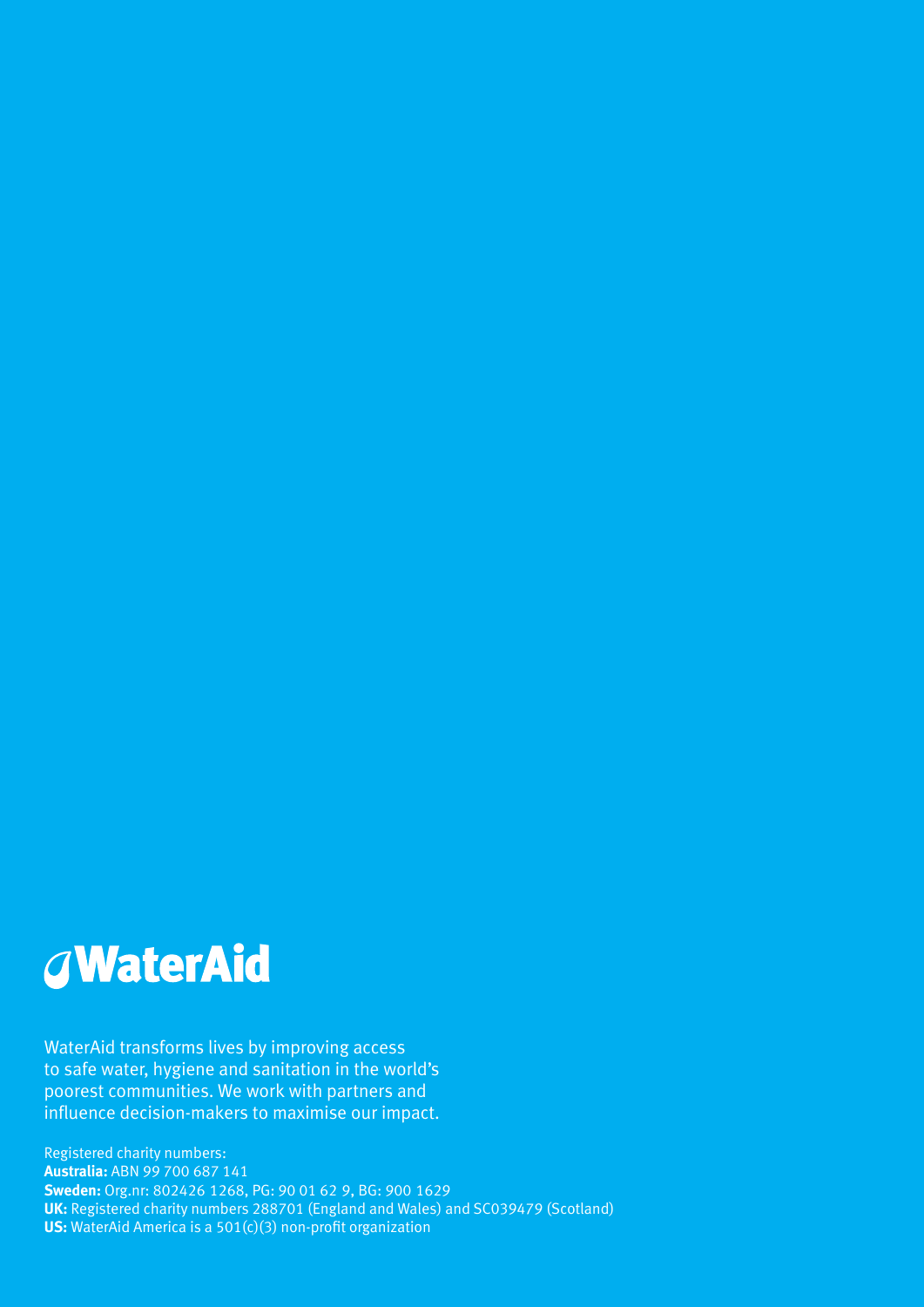# WaterAid

WaterAid transforms lives by improving access to safe water, hygiene and sanitation in the world's poorest communities. We work with partners and influence decision-makers to maximise our impact.

Registered charity numbers:
**Australia:** ABN 99 700 687 141
**Sweden:** Org.nr: 802426 1268, PG: 90 01 62 9, BG: 900 1629
**UK:** Registered charity numbers 288701 (England and Wales) and SC039479 (Scotland)
**US:** WaterAid America is a 501(c)(3) non-profit organization